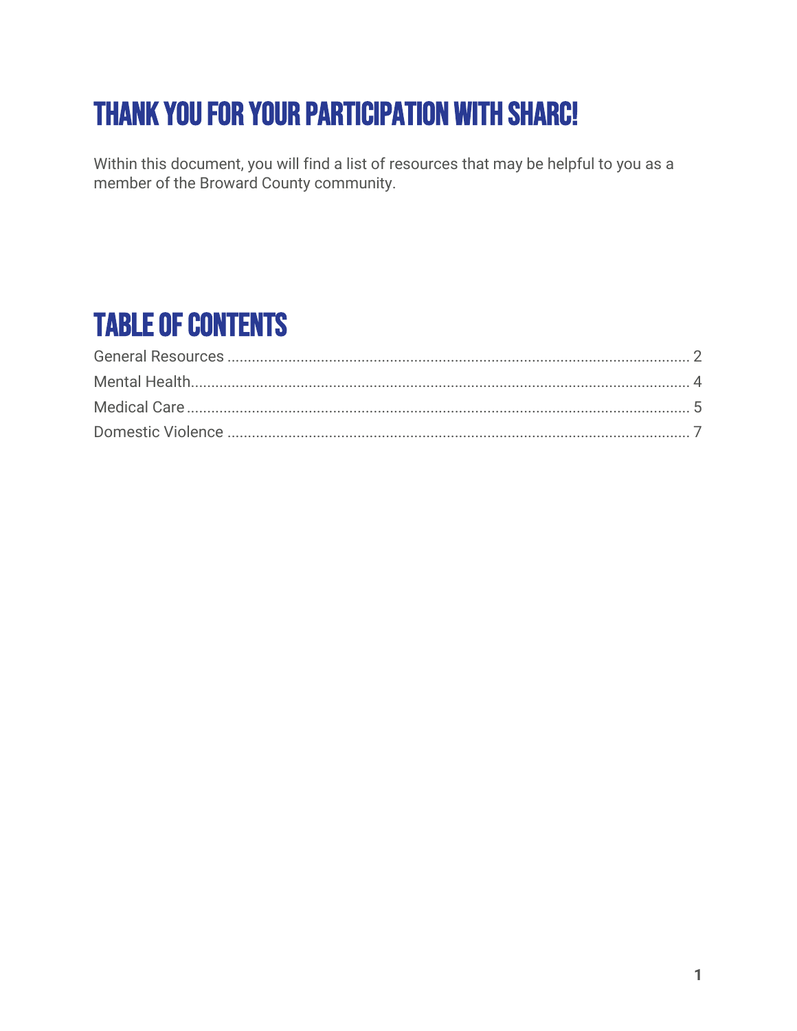# THANK YOU FOR YOUR PARTICIPATION WITH SHARC!

Within this document, you will find a list of resources that may be helpful to you as a member of the Broward County community.

## TABLE OF CONTENTS

General Resources ........................................................ 2
Mental Health ............................................................... 4
Medical Care ................................................................ 5
Domestic Violence ........................................................ 7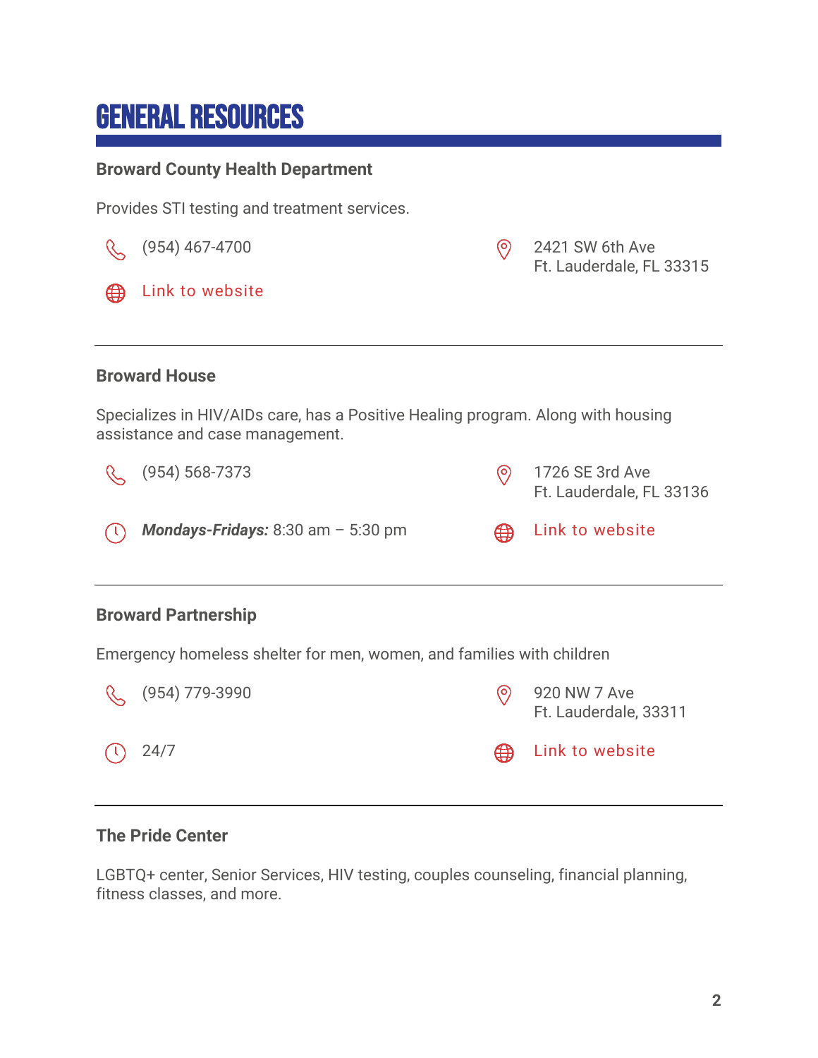# GENERAL RESOURCES

### Broward County Health Department

Provides STI testing and treatment services.

(954) 467-4700

2421 SW 6th Ave
Ft. Lauderdale, FL 33315

Link to website

---

### Broward House

Specializes in HIV/AIDs care, has a Positive Healing program. Along with housing assistance and case management.

(954) 568-7373

1726 SE 3rd Ave
Ft. Lauderdale, FL 33136

***Mondays-Fridays:*** 8:30 am – 5:30 pm

Link to website

---

### Broward Partnership

Emergency homeless shelter for men, women, and families with children

(954) 779-3990

920 NW 7 Ave
Ft. Lauderdale, 33311

24/7

Link to website

---

### The Pride Center

LGBTQ+ center, Senior Services, HIV testing, couples counseling, financial planning, fitness classes, and more.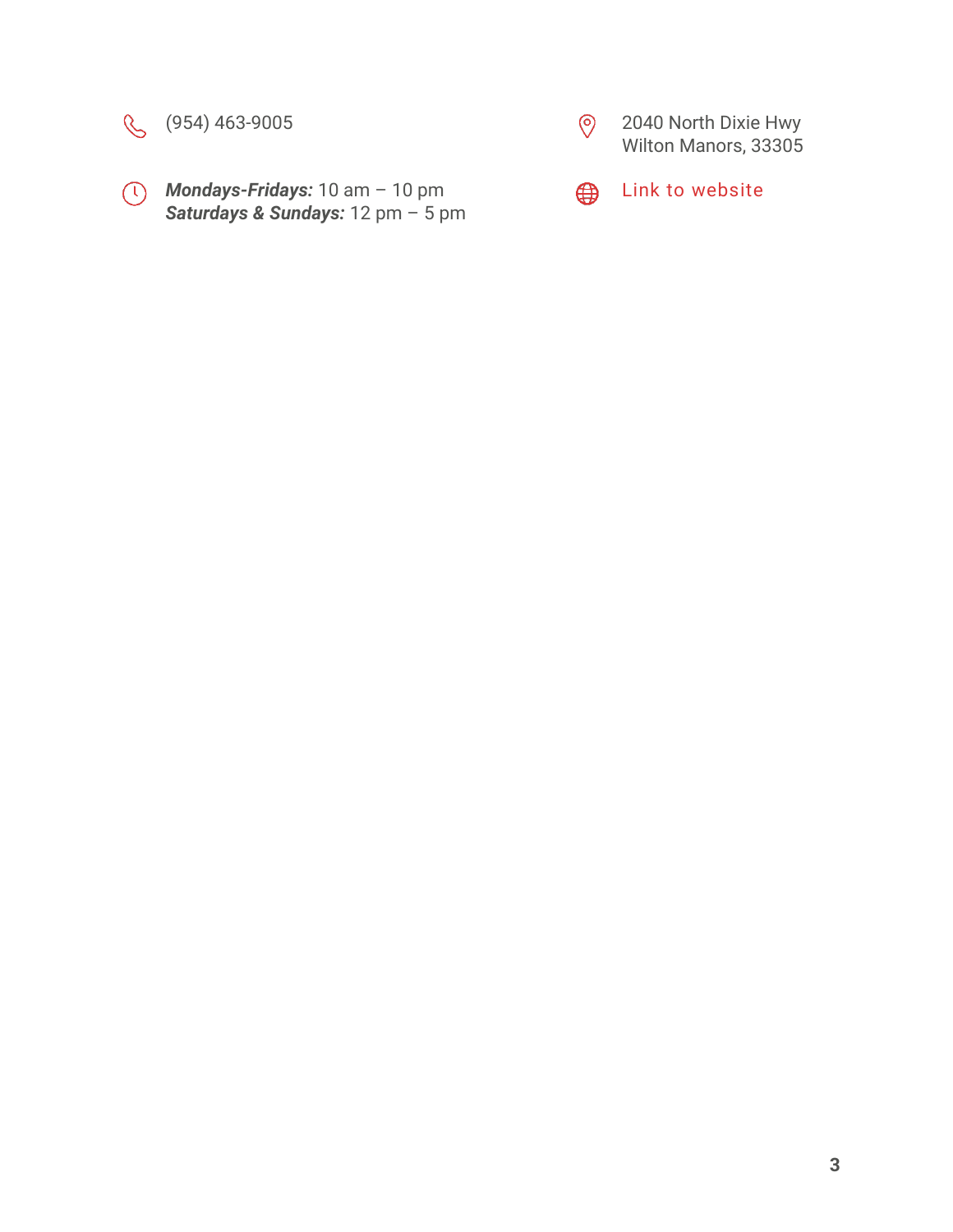(954) 463-9005

***Mondays-Fridays:*** 10 am – 10 pm
***Saturdays & Sundays:*** 12 pm – 5 pm

2040 North Dixie Hwy
Wilton Manors, 33305

Link to website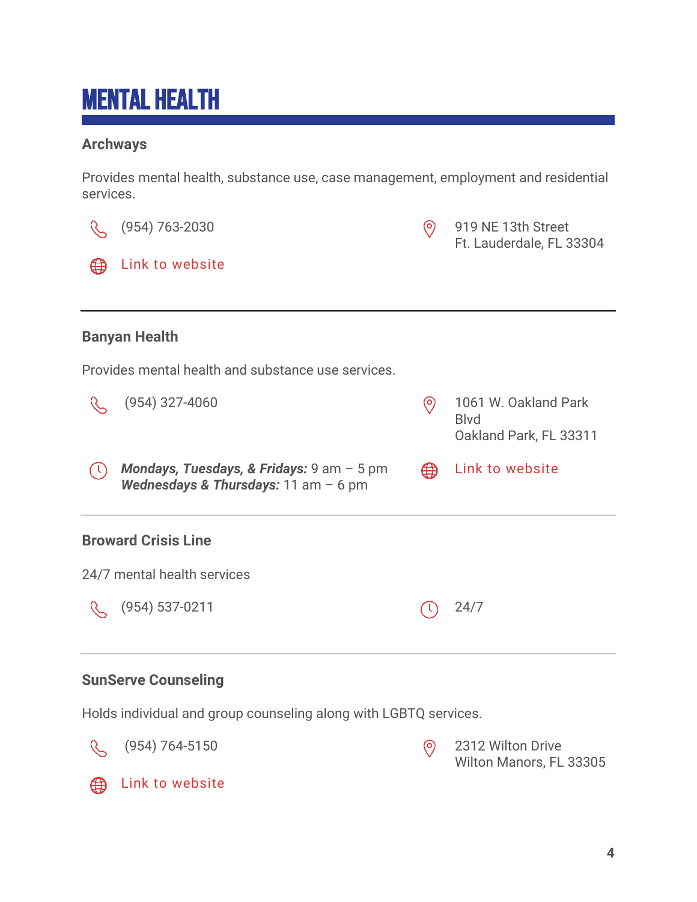# MENTAL HEALTH

### Archways

Provides mental health, substance use, case management, employment and residential services.

(954) 763-2030

919 NE 13th Street
Ft. Lauderdale, FL 33304

Link to website

---

### Banyan Health

Provides mental health and substance use services.

(954) 327-4060

1061 W. Oakland Park Blvd
Oakland Park, FL 33311

***Mondays, Tuesdays, & Fridays:*** 9 am – 5 pm
***Wednesdays & Thursdays:*** 11 am – 6 pm

Link to website

---

### Broward Crisis Line

24/7 mental health services

(954) 537-0211

24/7

---

### SunServe Counseling

Holds individual and group counseling along with LGBTQ services.

(954) 764-5150

2312 Wilton Drive
Wilton Manors, FL 33305

Link to website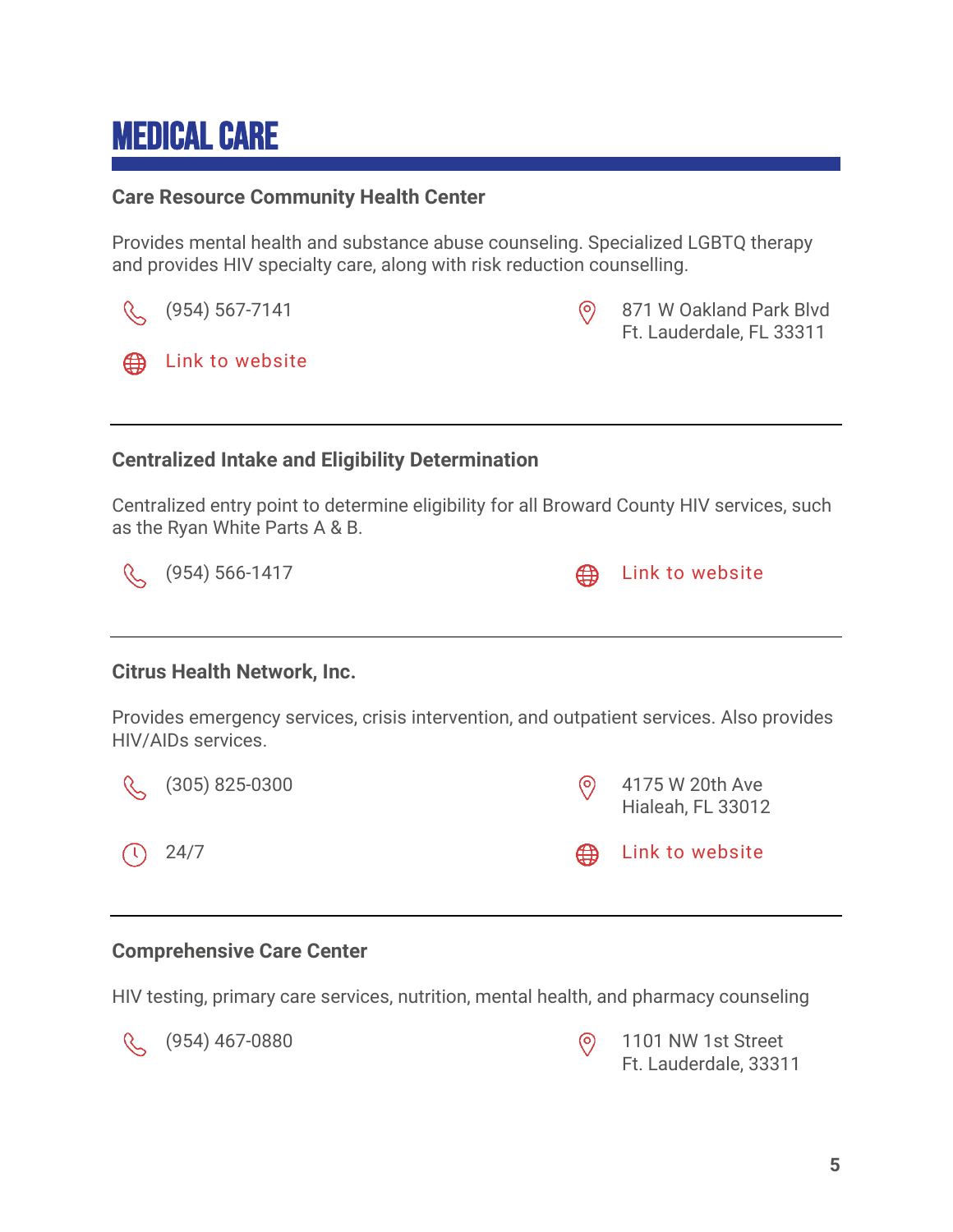# MEDICAL CARE

### Care Resource Community Health Center

Provides mental health and substance abuse counseling. Specialized LGBTQ therapy and provides HIV specialty care, along with risk reduction counselling.

(954) 567-7141

871 W Oakland Park Blvd
Ft. Lauderdale, FL 33311

Link to website

---

### Centralized Intake and Eligibility Determination

Centralized entry point to determine eligibility for all Broward County HIV services, such as the Ryan White Parts A & B.

(954) 566-1417

Link to website

---

### Citrus Health Network, Inc.

Provides emergency services, crisis intervention, and outpatient services. Also provides HIV/AIDs services.

(305) 825-0300

4175 W 20th Ave
Hialeah, FL 33012

24/7

Link to website

---

### Comprehensive Care Center

HIV testing, primary care services, nutrition, mental health, and pharmacy counseling

(954) 467-0880

1101 NW 1st Street
Ft. Lauderdale, 33311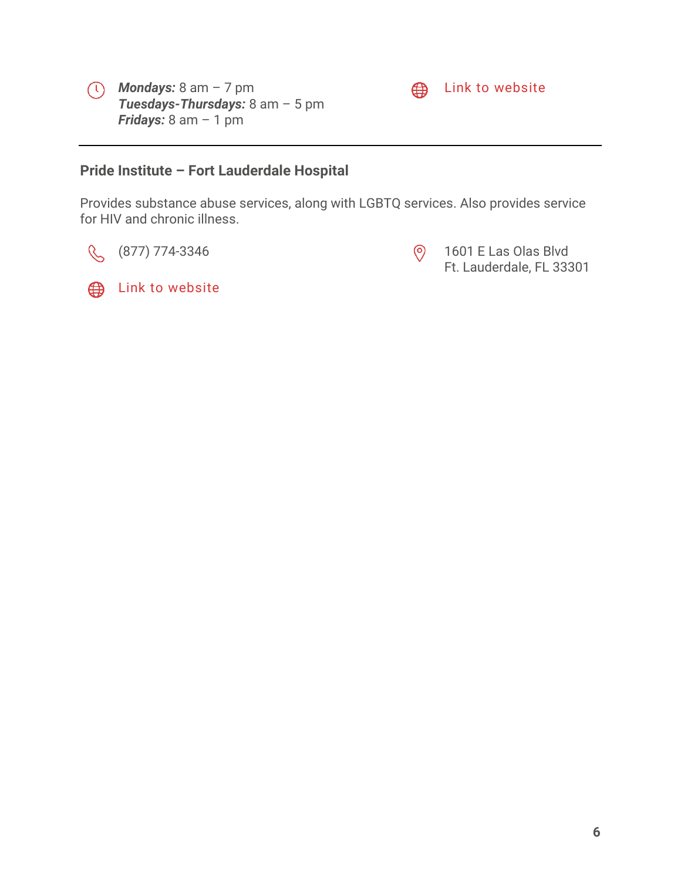***Mondays:*** 8 am – 7 pm
***Tuesdays-Thursdays:*** 8 am – 5 pm
***Fridays:*** 8 am – 1 pm

Link to website

---

**Pride Institute – Fort Lauderdale Hospital**

Provides substance abuse services, along with LGBTQ services. Also provides service for HIV and chronic illness.

(877) 774-3346

1601 E Las Olas Blvd
Ft. Lauderdale, FL 33301

Link to website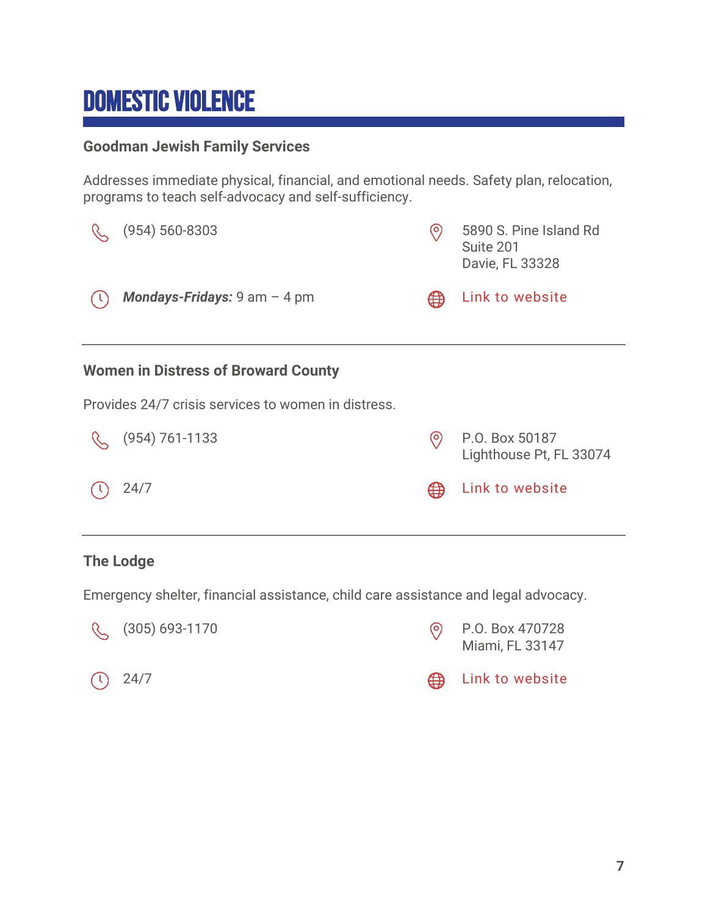# DOMESTIC VIOLENCE

### Goodman Jewish Family Services

Addresses immediate physical, financial, and emotional needs. Safety plan, relocation, programs to teach self-advocacy and self-sufficiency.

(954) 560-8303

5890 S. Pine Island Rd
Suite 201
Davie, FL 33328

***Mondays-Fridays:*** 9 am – 4 pm

Link to website

---

### Women in Distress of Broward County

Provides 24/7 crisis services to women in distress.

(954) 761-1133

P.O. Box 50187
Lighthouse Pt, FL 33074

24/7

Link to website

---

### The Lodge

Emergency shelter, financial assistance, child care assistance and legal advocacy.

(305) 693-1170

P.O. Box 470728
Miami, FL 33147

24/7

Link to website